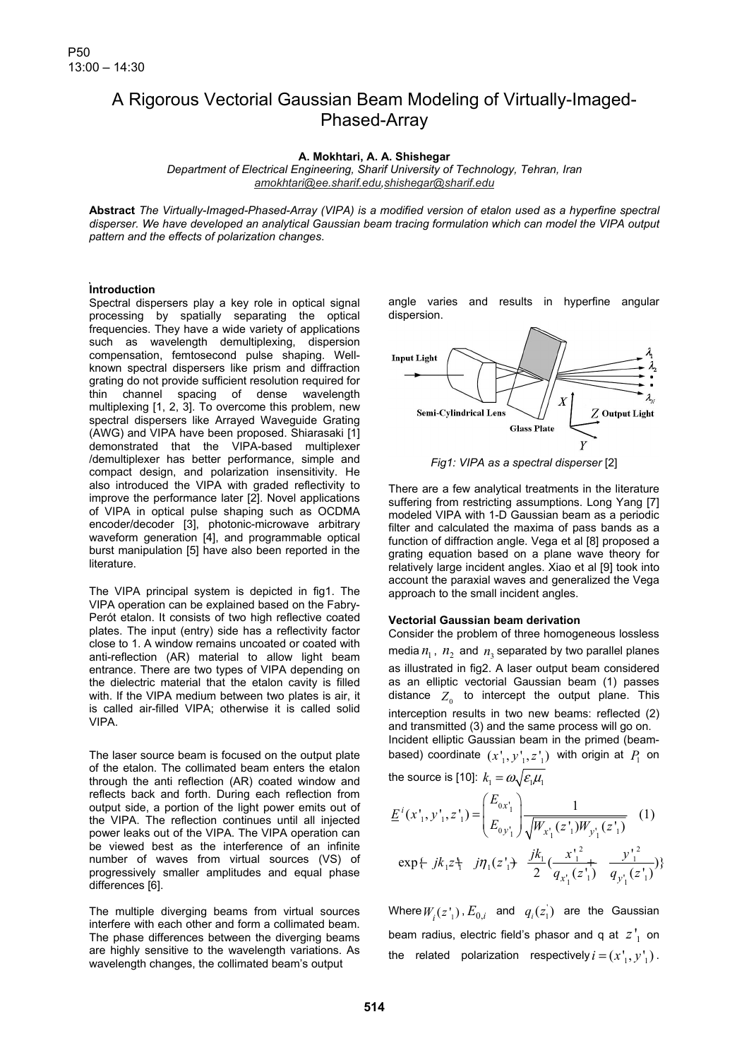P50
13:00 – 14:30

# A Rigorous Vectorial Gaussian Beam Modeling of Virtually-Imaged-Phased-Array

**A. Mokhtari, A. A. Shishegar**
*Department of Electrical Engineering, Sharif University of Technology, Tehran, Iran*
*amokhtari@ee.sharif.edu, shishegar@sharif.edu*

**Abstract** *The Virtually-Imaged-Phased-Array (VIPA) is a modified version of etalon used as a hyperfine spectral disperser. We have developed an analytical Gaussian beam tracing formulation which can model the VIPA output pattern and the effects of polarization changes.*

## Introduction

Spectral dispersers play a key role in optical signal processing by spatially separating the optical frequencies. They have a wide variety of applications such as wavelength demultiplexing, dispersion compensation, femtosecond pulse shaping. Well-known spectral dispersers like prism and diffraction grating do not provide sufficient resolution required for thin channel spacing of dense wavelength multiplexing [1, 2, 3]. To overcome this problem, new spectral dispersers like Arrayed Waveguide Grating (AWG) and VIPA have been proposed. Shiarasaki [1] demonstrated that the VIPA-based multiplexer /demultiplexer has better performance, simple and compact design, and polarization insensitivity. He also introduced the VIPA with graded reflectivity to improve the performance later [2]. Novel applications of VIPA in optical pulse shaping such as OCDMA encoder/decoder [3], photonic-microwave arbitrary waveform generation [4], and programmable optical burst manipulation [5] have also been reported in the literature.

The VIPA principal system is depicted in fig1. The VIPA operation can be explained based on the Fabry-Peról etalon. It consists of two high reflective coated plates. The input (entry) side has a reflectivity factor close to 1. A window remains uncoated or coated with anti-reflection (AR) material to allow light beam entrance. There are two types of VIPA depending on the dielectric material that the etalon cavity is filled with. If the VIPA medium between two plates is air, it is called air-filled VIPA; otherwise it is called solid VIPA.

The laser source beam is focused on the output plate of the etalon. The collimated beam enters the etalon through the anti reflection (AR) coated window and reflects back and forth. During each reflection from output side, a portion of the light power emits out of the VIPA. The reflection continues until all injected power leaks out of the VIPA. The VIPA operation can be viewed best as the interference of an infinite number of waves from virtual sources (VS) of progressively smaller amplitudes and equal phase differences [6].

The multiple diverging beams from virtual sources interfere with each other and form a collimated beam. The phase differences between the diverging beams are highly sensitive to the wavelength variations. As wavelength changes, the collimated beam's output angle varies and results in hyperfine angular dispersion.

*Fig1: VIPA as a spectral disperser* [2]

There are a few analytical treatments in the literature suffering from restricting assumptions. Long Yang [7] modeled VIPA with 1-D Gaussian beam as a periodic filter and calculated the maxima of pass bands as a function of diffraction angle. Vega et al [8] proposed a grating equation based on a plane wave theory for relatively large incident angles. Xiao et al [9] took into account the paraxial waves and generalized the Vega approach to the small incident angles.

## Vectorial Gaussian beam derivation

Consider the problem of three homogeneous lossless media $n_1$, $n_2$ and $n_3$ separated by two parallel planes as illustrated in fig2. A laser output beam considered as an elliptic vectorial Gaussian beam (1) passes distance $Z_0$ to intercept the output plane. This interception results in two new beams: reflected (2) and transmitted (3) and the same process will go on. Incident elliptic Gaussian beam in the primed (beam-based) coordinate $(x'_1, y'_1, z'_1)$ with origin at $P_1$ on the source is [10]: $k_1 = \omega\sqrt{\varepsilon_1 \mu_1}$

$$\underline{E}^i(x'_1, y'_1, z'_1) = \begin{pmatrix} E_{0x'_1} \\ E_{0y'_1} \end{pmatrix} \frac{1}{\sqrt{W_{x'_1}(z'_1) W_{y'_1}(z'_1)}} \quad (1)$$

$$\exp\{-jk_1 z'_1 + j\eta_1(z'_1) - \frac{jk_1}{2}(\frac{x'^2_1}{q_{x'_1}(z'_1)} + \frac{y'^2_1}{q_{y'_1}(z'_1)})\}$$

Where $W_i(z'_1)$, $E_{0,i}$ and $q_i(z'_1)$ are the Gaussian beam radius, electric field's phasor and q at $z'_1$ on the related polarization respectively $i = (x'_1, y'_1)$.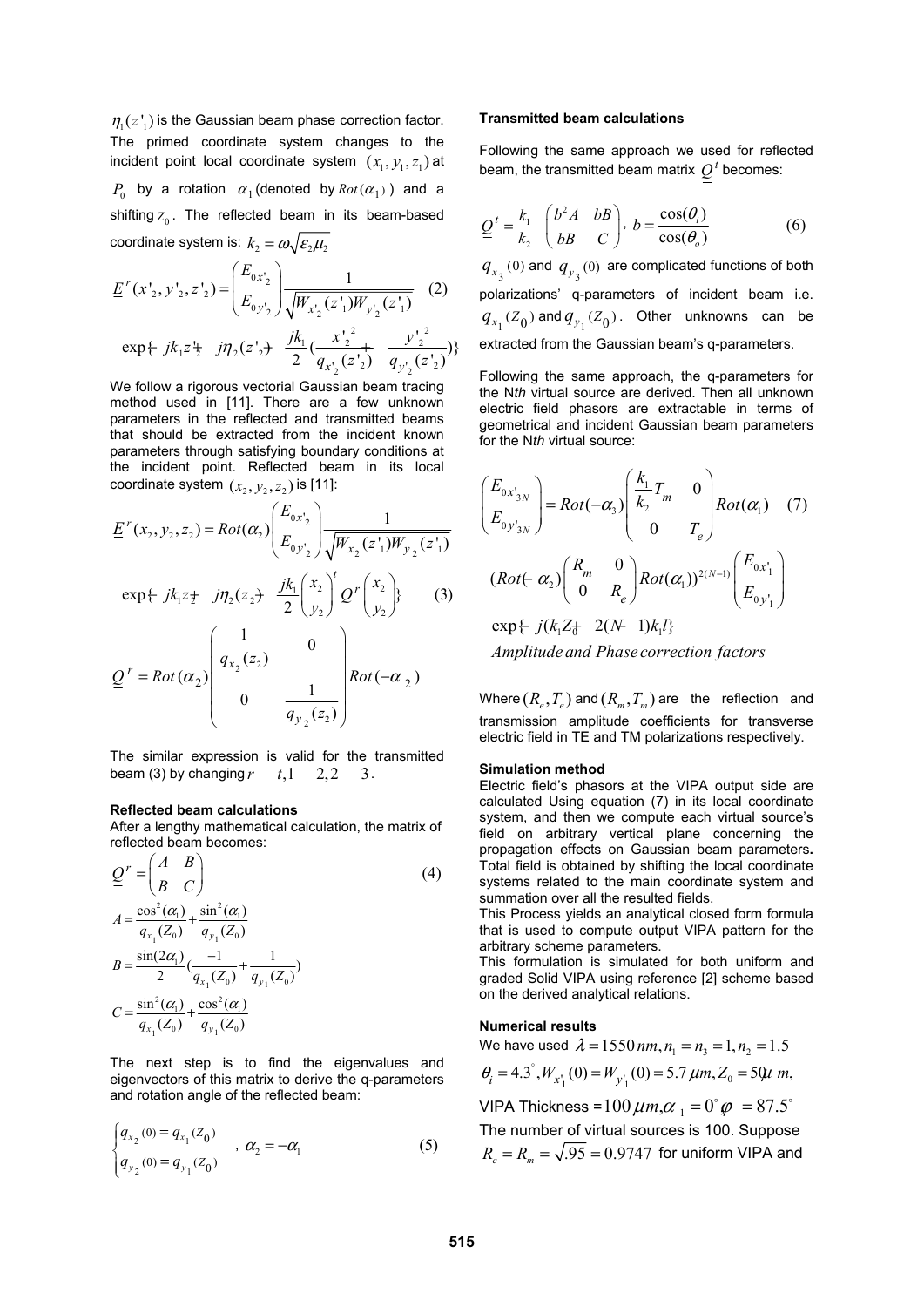$\eta_1(z'_1)$ is the Gaussian beam phase correction factor. The primed coordinate system changes to the incident point local coordinate system $(x_1, y_1, z_1)$ at $P_0$ by a rotation $\alpha_1$ (denoted by $Rot(\alpha_1)$) and a shifting $Z_0$. The reflected beam in its beam-based coordinate system is: $k_2 = \omega\sqrt{\varepsilon_2\mu_2}$

$$\underline{E}^r(x'_2, y'_2, z'_2) = \begin{pmatrix} E_{0x'_2} \\ E_{0y'_2} \end{pmatrix} \frac{1}{\sqrt{W_{x'_2}(z'_1)W_{y'_2}(z'_1)}} \quad (2)$$

$$\exp\{-jk_1z'_2 + j\eta_2(z'_2) - \frac{jk_1}{2}(\frac{x'^2_2}{q_{x'_2}(z'_2)} + \frac{y'^2_2}{q_{y'_2}(z'_2)})\}$$

We follow a rigorous vectorial Gaussian beam tracing method used in [11]. There are a few unknown parameters in the reflected and transmitted beams that should be extracted from the incident known parameters through satisfying boundary conditions at the incident point. Reflected beam in its local coordinate system $(x_2, y_2, z_2)$ is [11]:

$$\underline{E}^r(x_2, y_2, z_2) = Rot(\alpha_2) \begin{pmatrix} E_{0x'_2} \\ E_{0y'_2} \end{pmatrix} \frac{1}{\sqrt{W_{x_2}(z'_1)W_{y_2}(z'_1)}}$$

$$\exp\{-jk_1z_2 + j\eta_2(z_2) - \frac{jk_1}{2}\begin{pmatrix} x_2 \\ y_2 \end{pmatrix}^t \underline{\underline{Q}}^r \begin{pmatrix} x_2 \\ y_2 \end{pmatrix}\} \quad (3)$$

$$\underline{\underline{Q}}^r = Rot(\alpha_2) \begin{pmatrix} \frac{1}{q_{x_2}(z_2)} & 0 \\ 0 & \frac{1}{q_{y_2}(z_2)} \end{pmatrix} Rot(-\alpha_2)$$

The similar expression is valid for the transmitted beam (3) by changing $r \rightarrow t, 1 \rightarrow 2, 2 \rightarrow 3$.

**Reflected beam calculations**

After a lengthy mathematical calculation, the matrix of reflected beam becomes:

$$\underline{\underline{Q}}^r = \begin{pmatrix} A & B \\ B & C \end{pmatrix} \quad (4)$$

$$A = \frac{\cos^2(\alpha_1)}{q_{x_1}(Z_0)} + \frac{\sin^2(\alpha_1)}{q_{y_1}(Z_0)}$$

$$B = \frac{\sin(2\alpha_1)}{2}(\frac{-1}{q_{x_1}(Z_0)} + \frac{1}{q_{y_1}(Z_0)})$$

$$C = \frac{\sin^2(\alpha_1)}{q_{x_1}(Z_0)} + \frac{\cos^2(\alpha_1)}{q_{y_1}(Z_0)}$$

The next step is to find the eigenvalues and eigenvectors of this matrix to derive the q-parameters and rotation angle of the reflected beam:

$$\begin{cases} q_{x_2}(0) = q_{x_1}(Z_0) \\ q_{y_2}(0) = q_{y_1}(Z_0) \end{cases}, \ \alpha_2 = -\alpha_1 \quad (5)$$

**Transmitted beam calculations**

Following the same approach we used for reflected beam, the transmitted beam matrix $\underline{\underline{Q}}^t$ becomes:

$$\underline{\underline{Q}}^t = \frac{k_1}{k_2}\begin{pmatrix} b^2A & bB \\ bB & C \end{pmatrix}, \ b = \frac{\cos(\theta_i)}{\cos(\theta_o)} \quad (6)$$

$q_{x_3}(0)$ and $q_{y_3}(0)$ are complicated functions of both polarizations' q-parameters of incident beam i.e. $q_{x_1}(Z_0)$ and $q_{y_1}(Z_0)$. Other unknowns can be extracted from the Gaussian beam's q-parameters.

Following the same approach, the q-parameters for the N*th* virtual source are derived. Then all unknown electric field phasors are extractable in terms of geometrical and incident Gaussian beam parameters for the N*th* virtual source:

$$\begin{pmatrix} E_{0x'_{3N}} \\ E_{0y'_{3N}} \end{pmatrix} = Rot(-\alpha_3)\begin{pmatrix} \frac{k_1}{k_2}T_m & 0 \\ 0 & T_e \end{pmatrix} Rot(\alpha_1) \quad (7)$$

$$(Rot(-\alpha_2)\begin{pmatrix} R_m & 0 \\ 0 & R_e \end{pmatrix} Rot(\alpha_1))^{2(N-1)} \begin{pmatrix} E_{0x'_1} \\ E_{0y'_1} \end{pmatrix}$$

$$\exp\{-j(k_1Z_0 + 2(N-1)k_1l\}$$

$$\textit{Amplitude and Phase correction factors}$$

Where $(R_e, T_e)$ and $(R_m, T_m)$ are the reflection and transmission amplitude coefficients for transverse electric field in TE and TM polarizations respectively.

**Simulation method**

Electric field's phasors at the VIPA output side are calculated Using equation (7) in its local coordinate system, and then we compute each virtual source's field on arbitrary vertical plane concerning the propagation effects on Gaussian beam parameters. Total field is obtained by shifting the local coordinate systems related to the main coordinate system and summation over all the resulted fields.

This Process yields an analytical closed form formula that is used to compute output VIPA pattern for the arbitrary scheme parameters.

This formulation is simulated for both uniform and graded Solid VIPA using reference [2] scheme based on the derived analytical relations.

**Numerical results**

We have used $\lambda = 1550\,nm, n_1 = n_3 = 1, n_2 = 1.5$

$\theta_i = 4.3^\circ, W_{x'_1}(0) = W_{y'_1}(0) = 5.7\,\mu m, Z_0 = 50\,\mu m,$

VIPA Thickness $= 100\,\mu m, \alpha_1 = 0^\circ, \varphi = 87.5^\circ$

The number of virtual sources is 100. Suppose $R_e = R_m = \sqrt{.95} = 0.9747$ for uniform VIPA and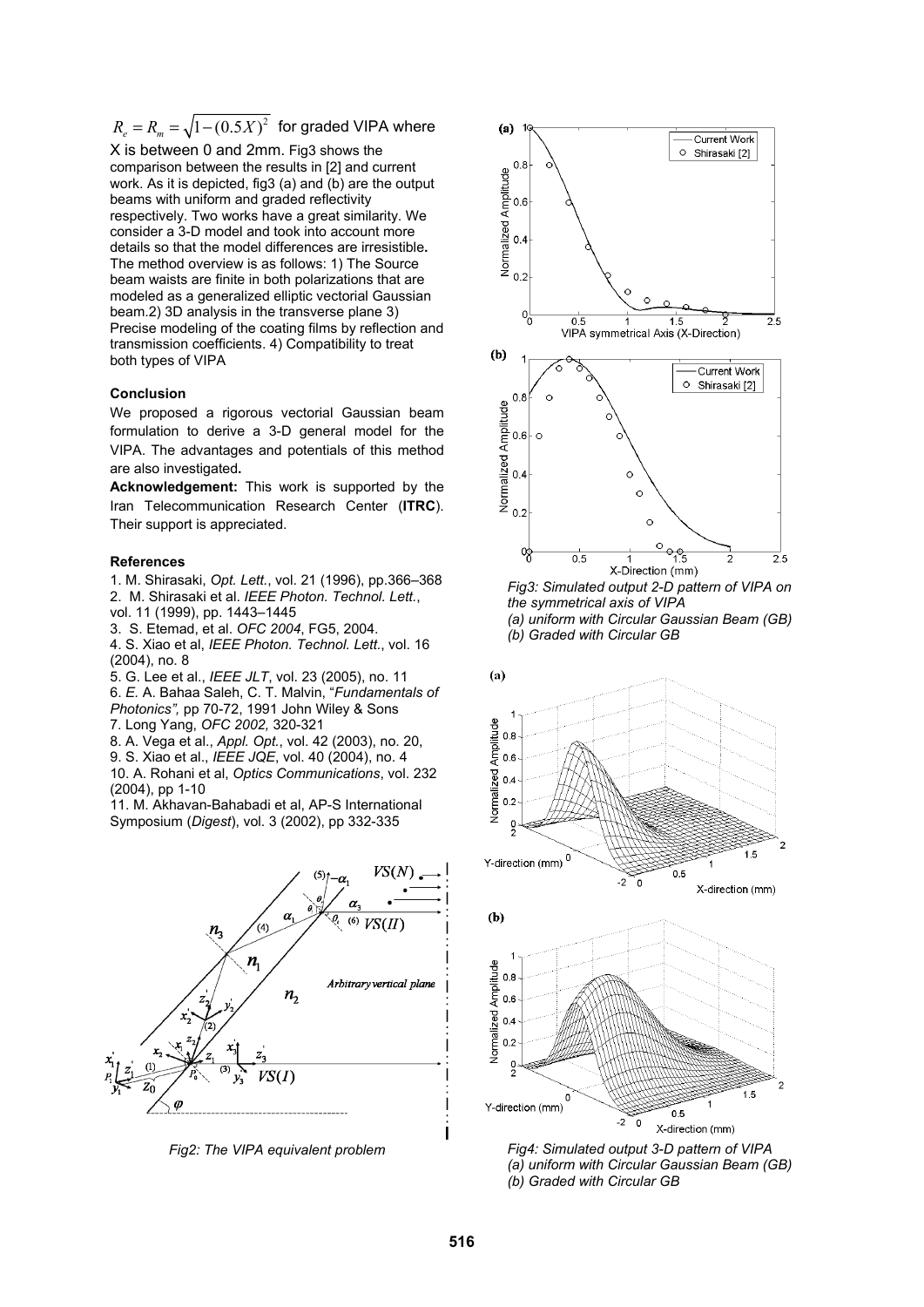$R_e = R_m = \sqrt{1-(0.5X)^2}$ for graded VIPA where X is between 0 and 2mm. Fig3 shows the comparison between the results in [2] and current work. As it is depicted, fig3 (a) and (b) are the output beams with uniform and graded reflectivity respectively. Two works have a great similarity. We consider a 3-D model and took into account more details so that the model differences are irresistible. The method overview is as follows: 1) The Source beam waists are finite in both polarizations that are modeled as a generalized elliptic vectorial Gaussian beam.2) 3D analysis in the transverse plane 3) Precise modeling of the coating films by reflection and transmission coefficients. 4) Compatibility to treat both types of VIPA

**Conclusion**

We proposed a rigorous vectorial Gaussian beam formulation to derive a 3-D general model for the VIPA. The advantages and potentials of this method are also investigated.

**Acknowledgement:** This work is supported by the Iran Telecommunication Research Center (**ITRC**). Their support is appreciated.

**References**

1. M. Shirasaki, *Opt. Lett.*, vol. 21 (1996), pp.366–368
2. M. Shirasaki et al. *IEEE Photon. Technol. Lett.*, vol. 11 (1999), pp. 1443–1445
3. S. Etemad, et al. *OFC 2004*, FG5, 2004.
4. S. Xiao et al, *IEEE Photon. Technol. Lett.*, vol. 16 (2004), no. 8
5. G. Lee et al., *IEEE JLT*, vol. 23 (2005), no. 11
6. *E.* A. Bahaa Saleh, C. T. Malvin, "*Fundamentals of Photonics",* pp 70-72, 1991 John Wiley & Sons
7. Long Yang, *OFC 2002*, 320-321
8. A. Vega et al., *Appl. Opt.*, vol. 42 (2003), no. 20,
9. S. Xiao et al., *IEEE JQE*, vol. 40 (2004), no. 4
10. A. Rohani et al, *Optics Communications*, vol. 232 (2004), pp 1-10
11. M. Akhavan-Bahabadi et al, AP-S International Symposium (*Digest*), vol. 3 (2002), pp 332-335

VS(N)
(5) $-\alpha_1$
$\alpha_3$
$\alpha_1$
(4)
(6) VS(II)
$n_3$
$n_1$
$n_2$
Arbitrary vertical plane
(2)
(1)
(3)
VS(I)
$z_0$
$\varphi$

*Fig2: The VIPA equivalent problem*

(a)
Current Work
Shirasaki [2]
Normalized Amplitude
VIPA symmetrical Axis (X-Direction)

(b)
Current Work
Shirasaki [2]
Normalized Amplitude
X-Direction (mm)

*Fig3: Simulated output 2-D pattern of VIPA on the symmetrical axis of VIPA*
*(a) uniform with Circular Gaussian Beam (GB)*
*(b) Graded with Circular GB*

(a)
Normalized Amplitude
Y-direction (mm)
X-direction (mm)

(b)
Normalized Amplitude
Y-direction (mm)
X-direction (mm)

*Fig4: Simulated output 3-D pattern of VIPA*
*(a) uniform with Circular Gaussian Beam (GB)*
*(b) Graded with Circular GB*